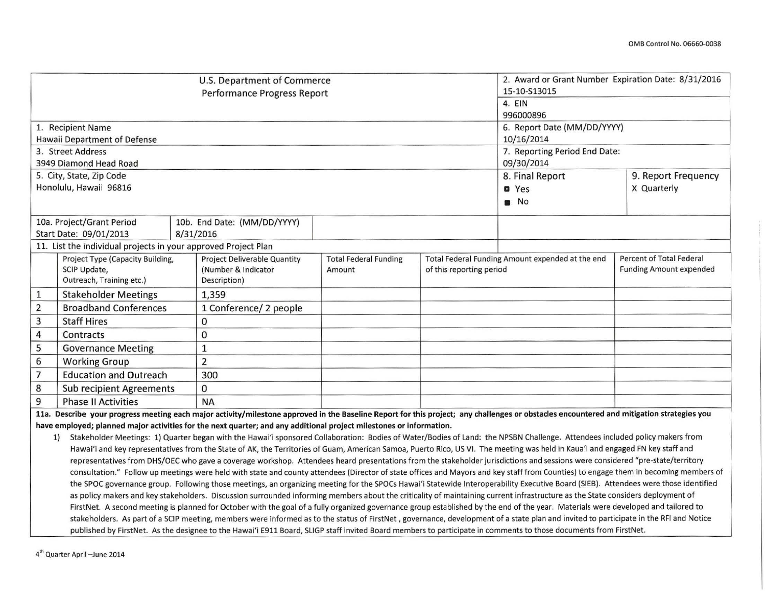OMB Control No. 06660-0038

| U.S. Department of Commerce<br>Performance Progress Report | 2. Award or Grant Number Expiration Date: 8/31/2016<br>15-10-S13015 | |
|---|---|---|
| | 4. EIN<br>996000896 | |
| 1. Recipient Name<br>Hawaii Department of Defense | 6. Report Date (MM/DD/YYYY)<br>10/16/2014 | |
| 3. Street Address<br>3949 Diamond Head Road | 7. Reporting Period End Date:<br>09/30/2014 | |
| 5. City, State, Zip Code<br>Honolulu, Hawaii 96816 | 8. Final Report<br>☐ Yes<br>■ No | 9. Report Frequency<br>X Quarterly |

| 10a. Project/Grant Period<br>Start Date: 09/01/2013 | 10b. End Date: (MM/DD/YYYY)<br>8/31/2016 |
|---|---|

11. List the individual projects in your approved Project Plan

| | Project Type (Capacity Building, SCIP Update, Outreach, Training etc.) | Project Deliverable Quantity (Number & Indicator Description) | Total Federal Funding Amount | Total Federal Funding Amount expended at the end of this reporting period | Percent of Total Federal Funding Amount expended |
|---|---|---|---|---|---|
| 1 | Stakeholder Meetings | 1,359 | | | |
| 2 | Broadband Conferences | 1 Conference/ 2 people | | | |
| 3 | Staff Hires | 0 | | | |
| 4 | Contracts | 0 | | | |
| 5 | Governance Meeting | 1 | | | |
| 6 | Working Group | 2 | | | |
| 7 | Education and Outreach | 300 | | | |
| 8 | Sub recipient Agreements | 0 | | | |
| 9 | Phase II Activities | NA | | | |

**11a. Describe your progress meeting each major activity/milestone approved in the Baseline Report for this project; any challenges or obstacles encountered and mitigation strategies you have employed; planned major activities for the next quarter; and any additional project milestones or information.**

1) Stakeholder Meetings: 1) Quarter began with the Hawai'i sponsored Collaboration: Bodies of Water/Bodies of Land: the NPSBN Challenge. Attendees included policy makers from Hawai'i and key representatives from the State of AK, the Territories of Guam, American Samoa, Puerto Rico, US VI. The meeting was held in Kaua'I and engaged FN key staff and representatives from DHS/OEC who gave a coverage workshop. Attendees heard presentations from the stakeholder jurisdictions and sessions were considered "pre-state/territory consultation." Follow up meetings were held with state and county attendees (Director of state offices and Mayors and key staff from Counties) to engage them in becoming members of the SPOC governance group. Following those meetings, an organizing meeting for the SPOCs Hawai'i Statewide Interoperability Executive Board (SIEB). Attendees were those identified as policy makers and key stakeholders. Discussion surrounded informing members about the criticality of maintaining current infrastructure as the State considers deployment of FirstNet. A second meeting is planned for October with the goal of a fully organized governance group established by the end of the year. Materials were developed and tailored to stakeholders. As part of a SCIP meeting, members were informed as to the status of FirstNet , governance, development of a state plan and invited to participate in the RFI and Notice published by FirstNet. As the designee to the Hawai'i E911 Board, SLIGP staff invited Board members to participate in comments to those documents from FirstNet.

4th Quarter April –June 2014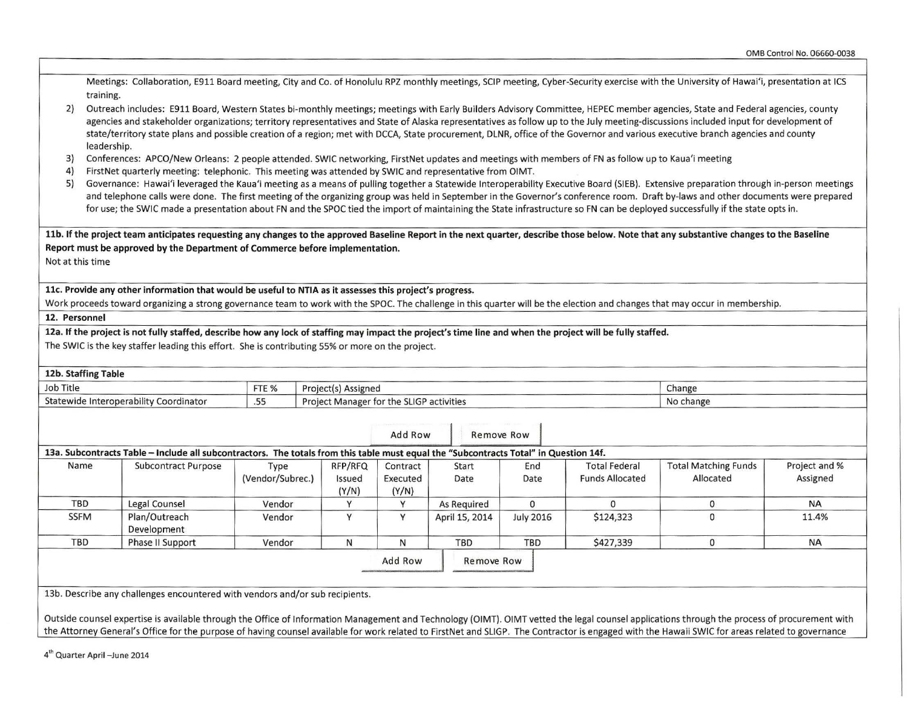Meetings: Collaboration, E911 Board meeting, City and Co. of Honolulu RPZ monthly meetings, SCIP meeting, Cyber-Security exercise with the University of Hawai'i, presentation at ICS training.

2) Outreach includes: E911 Board, Western States bi-monthly meetings; meetings with Early Builders Advisory Committee, HEPEC member agencies, State and Federal agencies, county agencies and stakeholder organizations; territory representatives and State of Alaska representatives as follow up to the July meeting-discussions included input for development of state/territory state plans and possible creation of a region; met with DCCA, State procurement, DLNR, office of the Governor and various executive branch agencies and county leadership.
3) Conferences: APCO/New Orleans: 2 people attended. SWIC networking, FirstNet updates and meetings with members of FN as follow up to Kaua'i meeting
4) FirstNet quarterly meeting: telephonic. This meeting was attended by SWIC and representative from OIMT.
5) Governance: Hawai'i leveraged the Kaua'i meeting as a means of pulling together a Statewide Interoperability Executive Board (SIEB). Extensive preparation through in-person meetings and telephone calls were done. The first meeting of the organizing group was held in September in the Governor's conference room. Draft by-laws and other documents were prepared for use; the SWIC made a presentation about FN and the SPOC tied the import of maintaining the State infrastructure so FN can be deployed successfully if the state opts in.

**11b. If the project team anticipates requesting any changes to the approved Baseline Report in the next quarter, describe those below. Note that any substantive changes to the Baseline Report must be approved by the Department of Commerce before implementation.**

Not at this time

**11c. Provide any other information that would be useful to NTIA as it assesses this project's progress.**

Work proceeds toward organizing a strong governance team to work with the SPOC. The challenge in this quarter will be the election and changes that may occur in membership.

**12. Personnel**

**12a. If the project is not fully staffed, describe how any lack of staffing may impact the project's time line and when the project will be fully staffed.**

The SWIC is the key staffer leading this effort. She is contributing 55% or more on the project.

**12b. Staffing Table**

| Job Title | FTE % | Project(s) Assigned | Change |
|---|---|---|---|
| Statewide Interoperability Coordinator | .55 | Project Manager for the SLIGP activities | No change |

**13a. Subcontracts Table – Include all subcontractors. The totals from this table must equal the "Subcontracts Total" in Question 14f.**

| Name | Subcontract Purpose | Type (Vendor/Subrec.) | RFP/RFQ Issued (Y/N) | Contract Executed (Y/N) | Start Date | End Date | Total Federal Funds Allocated | Total Matching Funds Allocated | Project and % Assigned |
|---|---|---|---|---|---|---|---|---|---|
| TBD | Legal Counsel | Vendor | Y | Y | As Required | 0 | 0 | 0 | NA |
| SSFM | Plan/Outreach Development | Vendor | Y | Y | April 15, 2014 | July 2016 | $124,323 | 0 | 11.4% |
| TBD | Phase II Support | Vendor | N | N | TBD | TBD | $427,339 | 0 | NA |

13b. Describe any challenges encountered with vendors and/or sub recipients.

Outside counsel expertise is available through the Office of Information Management and Technology (OIMT). OIMT vetted the legal counsel applications through the process of procurement with the Attorney General's Office for the purpose of having counsel available for work related to FirstNet and SLIGP. The Contractor is engaged with the Hawaii SWIC for areas related to governance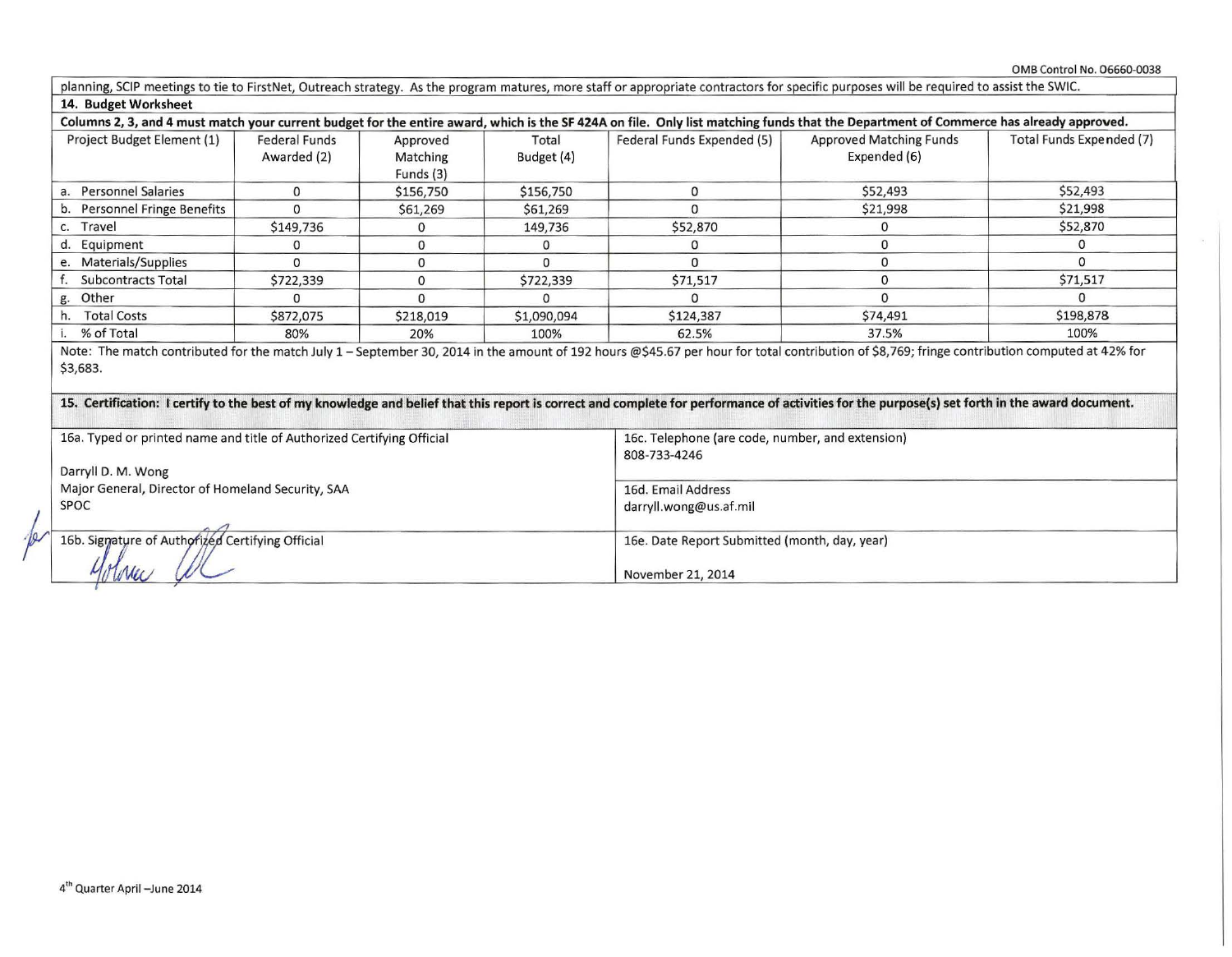planning, SCIP meetings to tie to FirstNet, Outreach strategy. As the program matures, more staff or appropriate contractors for specific purposes will be required to assist the SWIC.

**14. Budget Worksheet**

**Columns 2, 3, and 4 must match your current budget for the entire award, which is the SF 424A on file. Only list matching funds that the Department of Commerce has already approved.**

| Project Budget Element (1) | Federal Funds Awarded (2) | Approved Matching Funds (3) | Total Budget (4) | Federal Funds Expended (5) | Approved Matching Funds Expended (6) | Total Funds Expended (7) |
|---|---|---|---|---|---|---|
| a. Personnel Salaries | 0 | $156,750 | $156,750 | 0 | $52,493 | $52,493 |
| b. Personnel Fringe Benefits | 0 | $61,269 | $61,269 | 0 | $21,998 | $21,998 |
| c. Travel | $149,736 | 0 | 149,736 | $52,870 | 0 | $52,870 |
| d. Equipment | 0 | 0 | 0 | 0 | 0 | 0 |
| e. Materials/Supplies | 0 | 0 | 0 | 0 | 0 | 0 |
| f. Subcontracts Total | $722,339 | 0 | $722,339 | $71,517 | 0 | $71,517 |
| g. Other | 0 | 0 | 0 | 0 | 0 | 0 |
| h. Total Costs | $872,075 | $218,019 | $1,090,094 | $124,387 | $74,491 | $198,878 |
| i. % of Total | 80% | 20% | 100% | 62.5% | 37.5% | 100% |

Note: The match contributed for the match July 1 – September 30, 2014 in the amount of 192 hours @$45.67 per hour for total contribution of $8,769; fringe contribution computed at 42% for $3,683.

**15. Certification: I certify to the best of my knowledge and belief that this report is correct and complete for performance of activities for the purpose(s) set forth in the award document.**

| | |
|---|---|
| 16a. Typed or printed name and title of Authorized Certifying Official<br><br>Darryll D. M. Wong<br>Major General, Director of Homeland Security, SAA<br>SPOC | 16c. Telephone (are code, number, and extension)<br>808-733-4246<br><br>16d. Email Address<br>darryll.wong@us.af.mil |
| 16b. Signature of Authorized Certifying Official | 16e. Date Report Submitted (month, day, year)<br><br>November 21, 2014 |

4th Quarter April –June 2014